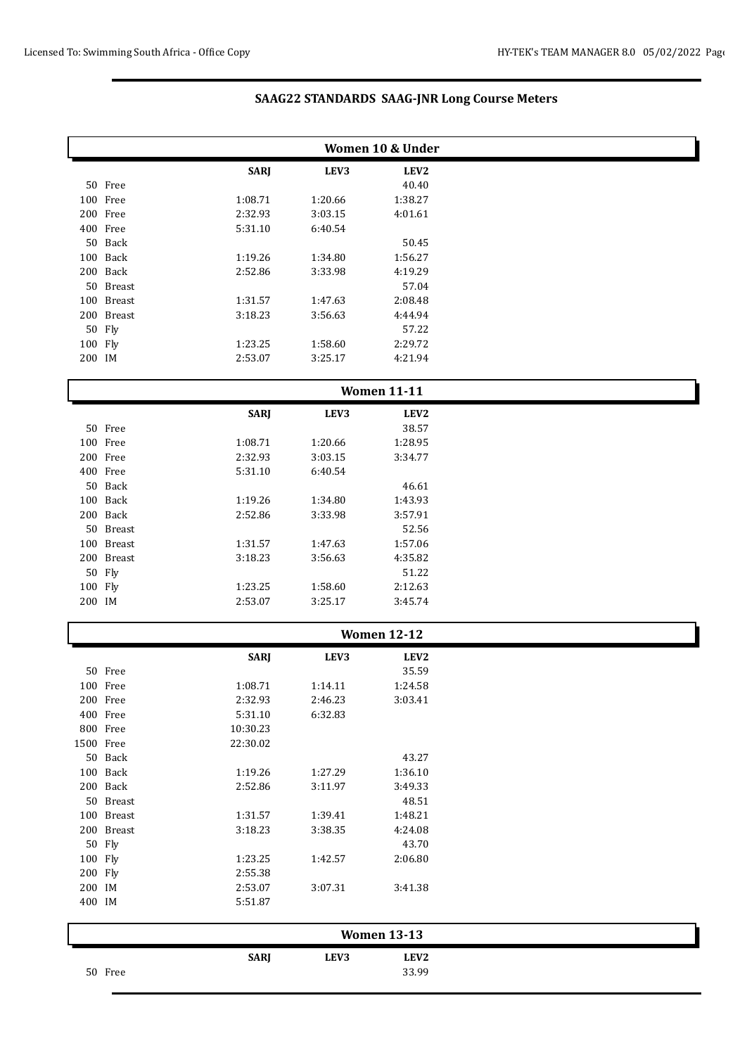# SAAG22 STANDARDS SAAG-JNR Long Course Meters

## Women 10 & Under

| Event | SARJ | LEV3 | LEV2 |
|---|---|---|---|
| 50 Free | | | 40.40 |
| 100 Free | 1:08.71 | 1:20.66 | 1:38.27 |
| 200 Free | 2:32.93 | 3:03.15 | 4:01.61 |
| 400 Free | 5:31.10 | 6:40.54 | |
| 50 Back | | | 50.45 |
| 100 Back | 1:19.26 | 1:34.80 | 1:56.27 |
| 200 Back | 2:52.86 | 3:33.98 | 4:19.29 |
| 50 Breast | | | 57.04 |
| 100 Breast | 1:31.57 | 1:47.63 | 2:08.48 |
| 200 Breast | 3:18.23 | 3:56.63 | 4:44.94 |
| 50 Fly | | | 57.22 |
| 100 Fly | 1:23.25 | 1:58.60 | 2:29.72 |
| 200 IM | 2:53.07 | 3:25.17 | 4:21.94 |

## Women 11-11

| Event | SARJ | LEV3 | LEV2 |
|---|---|---|---|
| 50 Free | | | 38.57 |
| 100 Free | 1:08.71 | 1:20.66 | 1:28.95 |
| 200 Free | 2:32.93 | 3:03.15 | 3:34.77 |
| 400 Free | 5:31.10 | 6:40.54 | |
| 50 Back | | | 46.61 |
| 100 Back | 1:19.26 | 1:34.80 | 1:43.93 |
| 200 Back | 2:52.86 | 3:33.98 | 3:57.91 |
| 50 Breast | | | 52.56 |
| 100 Breast | 1:31.57 | 1:47.63 | 1:57.06 |
| 200 Breast | 3:18.23 | 3:56.63 | 4:35.82 |
| 50 Fly | | | 51.22 |
| 100 Fly | 1:23.25 | 1:58.60 | 2:12.63 |
| 200 IM | 2:53.07 | 3:25.17 | 3:45.74 |

## Women 12-12

| Event | SARJ | LEV3 | LEV2 |
|---|---|---|---|
| 50 Free | | | 35.59 |
| 100 Free | 1:08.71 | 1:14.11 | 1:24.58 |
| 200 Free | 2:32.93 | 2:46.23 | 3:03.41 |
| 400 Free | 5:31.10 | 6:32.83 | |
| 800 Free | 10:30.23 | | |
| 1500 Free | 22:30.02 | | |
| 50 Back | | | 43.27 |
| 100 Back | 1:19.26 | 1:27.29 | 1:36.10 |
| 200 Back | 2:52.86 | 3:11.97 | 3:49.33 |
| 50 Breast | | | 48.51 |
| 100 Breast | 1:31.57 | 1:39.41 | 1:48.21 |
| 200 Breast | 3:18.23 | 3:38.35 | 4:24.08 |
| 50 Fly | | | 43.70 |
| 100 Fly | 1:23.25 | 1:42.57 | 2:06.80 |
| 200 Fly | 2:55.38 | | |
| 200 IM | 2:53.07 | 3:07.31 | 3:41.38 |
| 400 IM | 5:51.87 | | |

## Women 13-13

| Event | SARJ | LEV3 | LEV2 |
|---|---|---|---|
| 50 Free | | | 33.99 |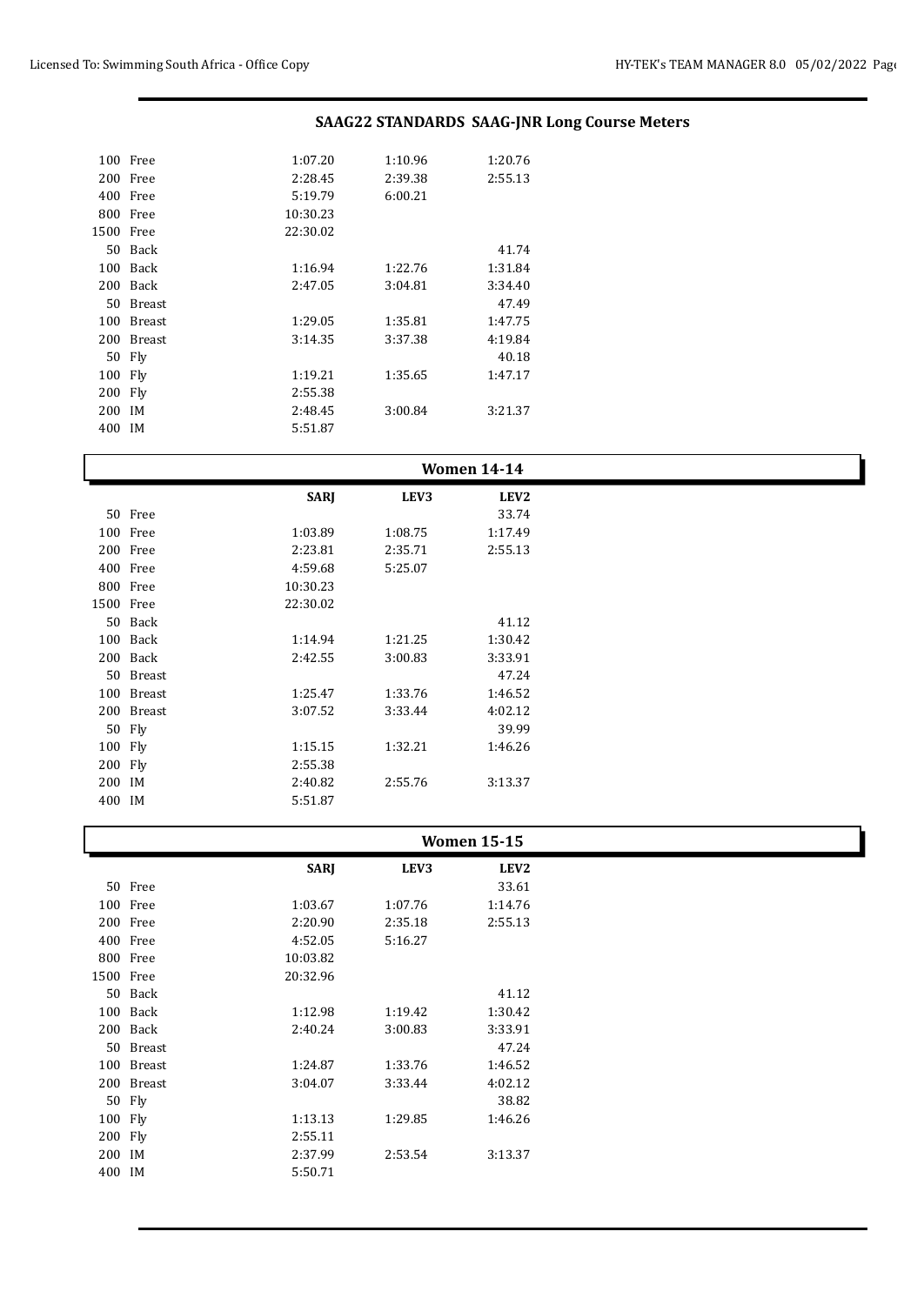## SAAG22 STANDARDS SAAG-JNR Long Course Meters

| | SARJ | LEV3 | LEV2 |
|---|---|---|---|
| 100 Free | 1:07.20 | 1:10.96 | 1:20.76 |
| 200 Free | 2:28.45 | 2:39.38 | 2:55.13 |
| 400 Free | 5:19.79 | 6:00.21 | |
| 800 Free | 10:30.23 | | |
| 1500 Free | 22:30.02 | | |
| 50 Back | | | 41.74 |
| 100 Back | 1:16.94 | 1:22.76 | 1:31.84 |
| 200 Back | 2:47.05 | 3:04.81 | 3:34.40 |
| 50 Breast | | | 47.49 |
| 100 Breast | 1:29.05 | 1:35.81 | 1:47.75 |
| 200 Breast | 3:14.35 | 3:37.38 | 4:19.84 |
| 50 Fly | | | 40.18 |
| 100 Fly | 1:19.21 | 1:35.65 | 1:47.17 |
| 200 Fly | 2:55.38 | | |
| 200 IM | 2:48.45 | 3:00.84 | 3:21.37 |
| 400 IM | 5:51.87 | | |

### Women 14-14

| | SARJ | LEV3 | LEV2 |
|---|---|---|---|
| 50 Free | | | 33.74 |
| 100 Free | 1:03.89 | 1:08.75 | 1:17.49 |
| 200 Free | 2:23.81 | 2:35.71 | 2:55.13 |
| 400 Free | 4:59.68 | 5:25.07 | |
| 800 Free | 10:30.23 | | |
| 1500 Free | 22:30.02 | | |
| 50 Back | | | 41.12 |
| 100 Back | 1:14.94 | 1:21.25 | 1:30.42 |
| 200 Back | 2:42.55 | 3:00.83 | 3:33.91 |
| 50 Breast | | | 47.24 |
| 100 Breast | 1:25.47 | 1:33.76 | 1:46.52 |
| 200 Breast | 3:07.52 | 3:33.44 | 4:02.12 |
| 50 Fly | | | 39.99 |
| 100 Fly | 1:15.15 | 1:32.21 | 1:46.26 |
| 200 Fly | 2:55.38 | | |
| 200 IM | 2:40.82 | 2:55.76 | 3:13.37 |
| 400 IM | 5:51.87 | | |

### Women 15-15

| | SARJ | LEV3 | LEV2 |
|---|---|---|---|
| 50 Free | | | 33.61 |
| 100 Free | 1:03.67 | 1:07.76 | 1:14.76 |
| 200 Free | 2:20.90 | 2:35.18 | 2:55.13 |
| 400 Free | 4:52.05 | 5:16.27 | |
| 800 Free | 10:03.82 | | |
| 1500 Free | 20:32.96 | | |
| 50 Back | | | 41.12 |
| 100 Back | 1:12.98 | 1:19.42 | 1:30.42 |
| 200 Back | 2:40.24 | 3:00.83 | 3:33.91 |
| 50 Breast | | | 47.24 |
| 100 Breast | 1:24.87 | 1:33.76 | 1:46.52 |
| 200 Breast | 3:04.07 | 3:33.44 | 4:02.12 |
| 50 Fly | | | 38.82 |
| 100 Fly | 1:13.13 | 1:29.85 | 1:46.26 |
| 200 Fly | 2:55.11 | | |
| 200 IM | 2:37.99 | 2:53.54 | 3:13.37 |
| 400 IM | 5:50.71 | | |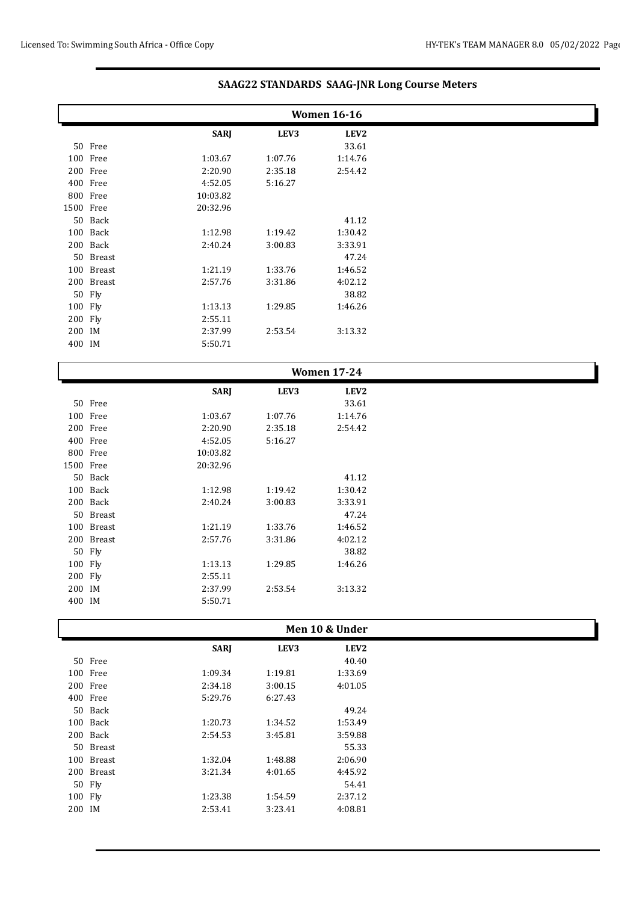## SAAG22 STANDARDS SAAG-JNR Long Course Meters

### Women 16-16

| Event | SARJ | LEV3 | LEV2 |
|---|---|---|---|
| 50 Free | | | 33.61 |
| 100 Free | 1:03.67 | 1:07.76 | 1:14.76 |
| 200 Free | 2:20.90 | 2:35.18 | 2:54.42 |
| 400 Free | 4:52.05 | 5:16.27 | |
| 800 Free | 10:03.82 | | |
| 1500 Free | 20:32.96 | | |
| 50 Back | | | 41.12 |
| 100 Back | 1:12.98 | 1:19.42 | 1:30.42 |
| 200 Back | 2:40.24 | 3:00.83 | 3:33.91 |
| 50 Breast | | | 47.24 |
| 100 Breast | 1:21.19 | 1:33.76 | 1:46.52 |
| 200 Breast | 2:57.76 | 3:31.86 | 4:02.12 |
| 50 Fly | | | 38.82 |
| 100 Fly | 1:13.13 | 1:29.85 | 1:46.26 |
| 200 Fly | 2:55.11 | | |
| 200 IM | 2:37.99 | 2:53.54 | 3:13.32 |
| 400 IM | 5:50.71 | | |

### Women 17-24

| Event | SARJ | LEV3 | LEV2 |
|---|---|---|---|
| 50 Free | | | 33.61 |
| 100 Free | 1:03.67 | 1:07.76 | 1:14.76 |
| 200 Free | 2:20.90 | 2:35.18 | 2:54.42 |
| 400 Free | 4:52.05 | 5:16.27 | |
| 800 Free | 10:03.82 | | |
| 1500 Free | 20:32.96 | | |
| 50 Back | | | 41.12 |
| 100 Back | 1:12.98 | 1:19.42 | 1:30.42 |
| 200 Back | 2:40.24 | 3:00.83 | 3:33.91 |
| 50 Breast | | | 47.24 |
| 100 Breast | 1:21.19 | 1:33.76 | 1:46.52 |
| 200 Breast | 2:57.76 | 3:31.86 | 4:02.12 |
| 50 Fly | | | 38.82 |
| 100 Fly | 1:13.13 | 1:29.85 | 1:46.26 |
| 200 Fly | 2:55.11 | | |
| 200 IM | 2:37.99 | 2:53.54 | 3:13.32 |
| 400 IM | 5:50.71 | | |

### Men 10 & Under

| Event | SARJ | LEV3 | LEV2 |
|---|---|---|---|
| 50 Free | | | 40.40 |
| 100 Free | 1:09.34 | 1:19.81 | 1:33.69 |
| 200 Free | 2:34.18 | 3:00.15 | 4:01.05 |
| 400 Free | 5:29.76 | 6:27.43 | |
| 50 Back | | | 49.24 |
| 100 Back | 1:20.73 | 1:34.52 | 1:53.49 |
| 200 Back | 2:54.53 | 3:45.81 | 3:59.88 |
| 50 Breast | | | 55.33 |
| 100 Breast | 1:32.04 | 1:48.88 | 2:06.90 |
| 200 Breast | 3:21.34 | 4:01.65 | 4:45.92 |
| 50 Fly | | | 54.41 |
| 100 Fly | 1:23.38 | 1:54.59 | 2:37.12 |
| 200 IM | 2:53.41 | 3:23.41 | 4:08.81 |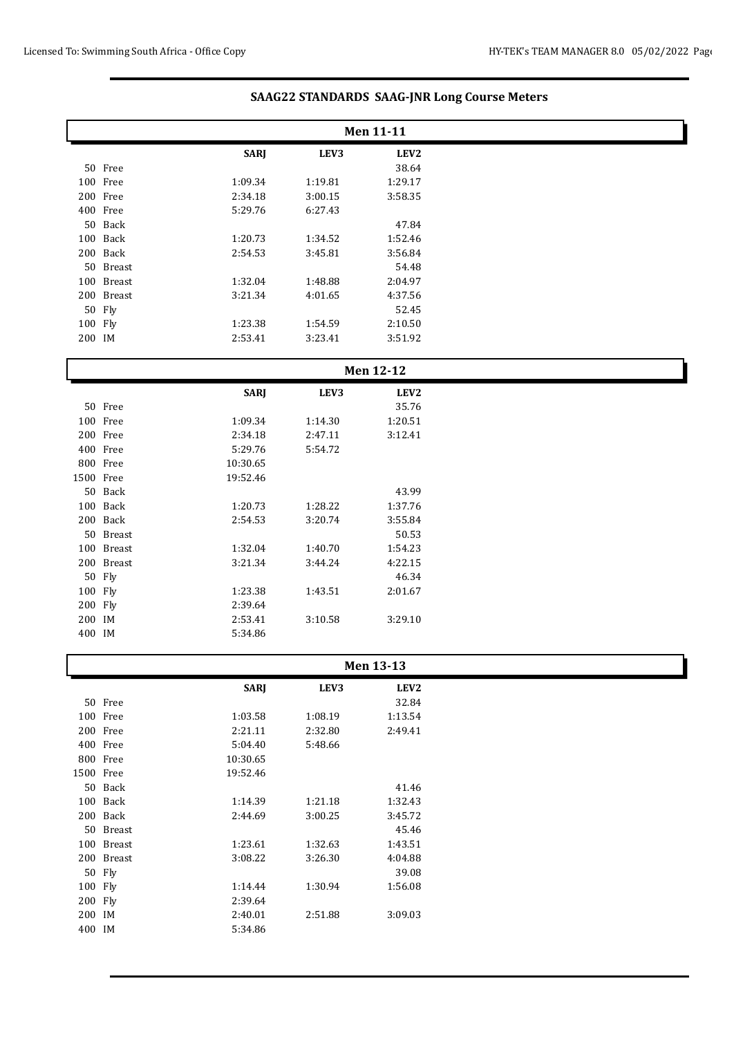# SAAG22 STANDARDS SAAG-JNR Long Course Meters

## Men 11-11

| Event | SARJ | LEV3 | LEV2 |
|---|---|---|---|
| 50 Free | | | 38.64 |
| 100 Free | 1:09.34 | 1:19.81 | 1:29.17 |
| 200 Free | 2:34.18 | 3:00.15 | 3:58.35 |
| 400 Free | 5:29.76 | 6:27.43 | |
| 50 Back | | | 47.84 |
| 100 Back | 1:20.73 | 1:34.52 | 1:52.46 |
| 200 Back | 2:54.53 | 3:45.81 | 3:56.84 |
| 50 Breast | | | 54.48 |
| 100 Breast | 1:32.04 | 1:48.88 | 2:04.97 |
| 200 Breast | 3:21.34 | 4:01.65 | 4:37.56 |
| 50 Fly | | | 52.45 |
| 100 Fly | 1:23.38 | 1:54.59 | 2:10.50 |
| 200 IM | 2:53.41 | 3:23.41 | 3:51.92 |

## Men 12-12

| Event | SARJ | LEV3 | LEV2 |
|---|---|---|---|
| 50 Free | | | 35.76 |
| 100 Free | 1:09.34 | 1:14.30 | 1:20.51 |
| 200 Free | 2:34.18 | 2:47.11 | 3:12.41 |
| 400 Free | 5:29.76 | 5:54.72 | |
| 800 Free | 10:30.65 | | |
| 1500 Free | 19:52.46 | | |
| 50 Back | | | 43.99 |
| 100 Back | 1:20.73 | 1:28.22 | 1:37.76 |
| 200 Back | 2:54.53 | 3:20.74 | 3:55.84 |
| 50 Breast | | | 50.53 |
| 100 Breast | 1:32.04 | 1:40.70 | 1:54.23 |
| 200 Breast | 3:21.34 | 3:44.24 | 4:22.15 |
| 50 Fly | | | 46.34 |
| 100 Fly | 1:23.38 | 1:43.51 | 2:01.67 |
| 200 Fly | 2:39.64 | | |
| 200 IM | 2:53.41 | 3:10.58 | 3:29.10 |
| 400 IM | 5:34.86 | | |

## Men 13-13

| Event | SARJ | LEV3 | LEV2 |
|---|---|---|---|
| 50 Free | | | 32.84 |
| 100 Free | 1:03.58 | 1:08.19 | 1:13.54 |
| 200 Free | 2:21.11 | 2:32.80 | 2:49.41 |
| 400 Free | 5:04.40 | 5:48.66 | |
| 800 Free | 10:30.65 | | |
| 1500 Free | 19:52.46 | | |
| 50 Back | | | 41.46 |
| 100 Back | 1:14.39 | 1:21.18 | 1:32.43 |
| 200 Back | 2:44.69 | 3:00.25 | 3:45.72 |
| 50 Breast | | | 45.46 |
| 100 Breast | 1:23.61 | 1:32.63 | 1:43.51 |
| 200 Breast | 3:08.22 | 3:26.30 | 4:04.88 |
| 50 Fly | | | 39.08 |
| 100 Fly | 1:14.44 | 1:30.94 | 1:56.08 |
| 200 Fly | 2:39.64 | | |
| 200 IM | 2:40.01 | 2:51.88 | 3:09.03 |
| 400 IM | 5:34.86 | | |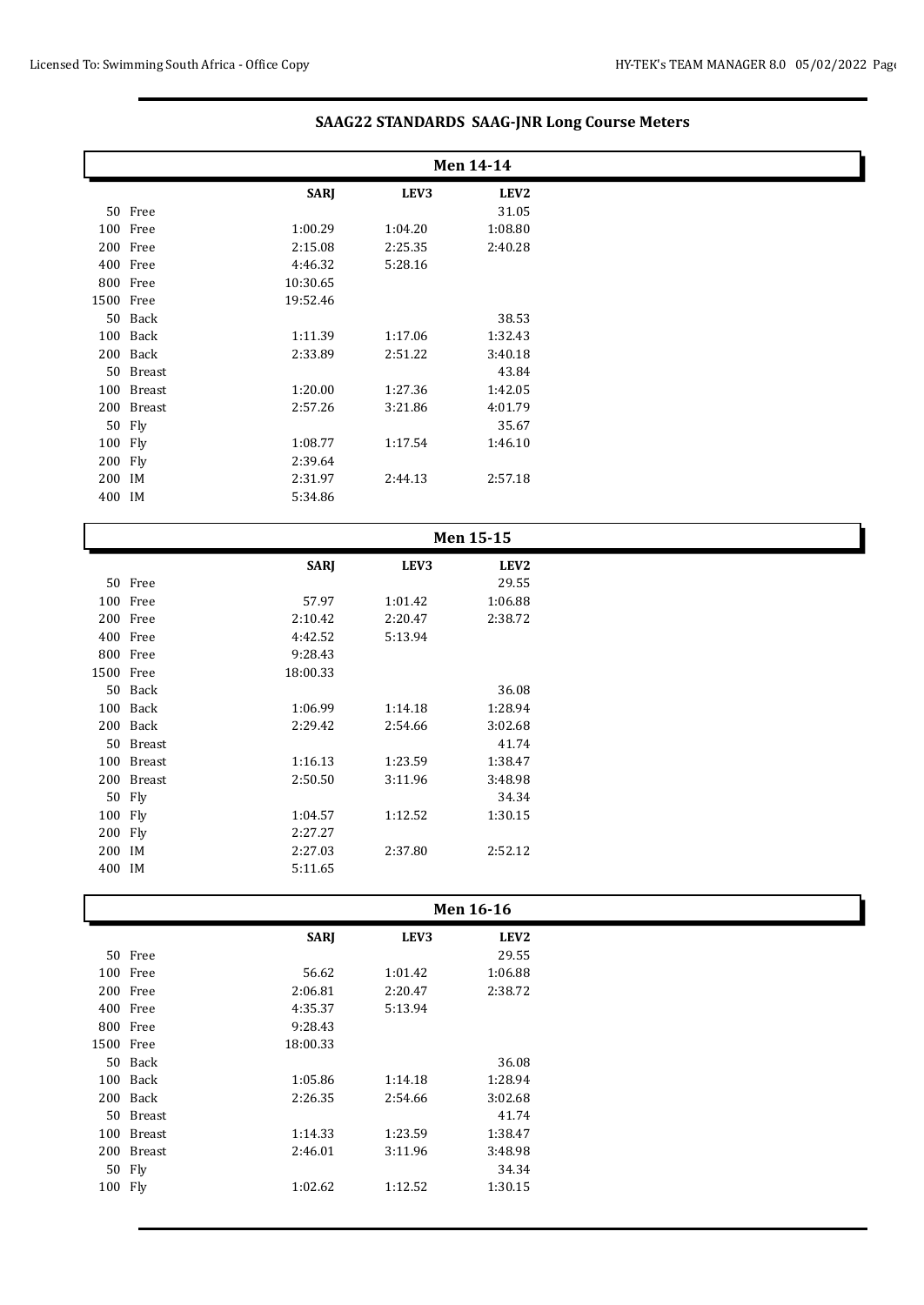## SAAG22 STANDARDS SAAG-JNR Long Course Meters

### Men 14-14

| Event | SARJ | LEV3 | LEV2 |
|---|---|---|---|
| 50 Free | | | 31.05 |
| 100 Free | 1:00.29 | 1:04.20 | 1:08.80 |
| 200 Free | 2:15.08 | 2:25.35 | 2:40.28 |
| 400 Free | 4:46.32 | 5:28.16 | |
| 800 Free | 10:30.65 | | |
| 1500 Free | 19:52.46 | | |
| 50 Back | | | 38.53 |
| 100 Back | 1:11.39 | 1:17.06 | 1:32.43 |
| 200 Back | 2:33.89 | 2:51.22 | 3:40.18 |
| 50 Breast | | | 43.84 |
| 100 Breast | 1:20.00 | 1:27.36 | 1:42.05 |
| 200 Breast | 2:57.26 | 3:21.86 | 4:01.79 |
| 50 Fly | | | 35.67 |
| 100 Fly | 1:08.77 | 1:17.54 | 1:46.10 |
| 200 Fly | 2:39.64 | | |
| 200 IM | 2:31.97 | 2:44.13 | 2:57.18 |
| 400 IM | 5:34.86 | | |

### Men 15-15

| Event | SARJ | LEV3 | LEV2 |
|---|---|---|---|
| 50 Free | | | 29.55 |
| 100 Free | 57.97 | 1:01.42 | 1:06.88 |
| 200 Free | 2:10.42 | 2:20.47 | 2:38.72 |
| 400 Free | 4:42.52 | 5:13.94 | |
| 800 Free | 9:28.43 | | |
| 1500 Free | 18:00.33 | | |
| 50 Back | | | 36.08 |
| 100 Back | 1:06.99 | 1:14.18 | 1:28.94 |
| 200 Back | 2:29.42 | 2:54.66 | 3:02.68 |
| 50 Breast | | | 41.74 |
| 100 Breast | 1:16.13 | 1:23.59 | 1:38.47 |
| 200 Breast | 2:50.50 | 3:11.96 | 3:48.98 |
| 50 Fly | | | 34.34 |
| 100 Fly | 1:04.57 | 1:12.52 | 1:30.15 |
| 200 Fly | 2:27.27 | | |
| 200 IM | 2:27.03 | 2:37.80 | 2:52.12 |
| 400 IM | 5:11.65 | | |

### Men 16-16

| Event | SARJ | LEV3 | LEV2 |
|---|---|---|---|
| 50 Free | | | 29.55 |
| 100 Free | 56.62 | 1:01.42 | 1:06.88 |
| 200 Free | 2:06.81 | 2:20.47 | 2:38.72 |
| 400 Free | 4:35.37 | 5:13.94 | |
| 800 Free | 9:28.43 | | |
| 1500 Free | 18:00.33 | | |
| 50 Back | | | 36.08 |
| 100 Back | 1:05.86 | 1:14.18 | 1:28.94 |
| 200 Back | 2:26.35 | 2:54.66 | 3:02.68 |
| 50 Breast | | | 41.74 |
| 100 Breast | 1:14.33 | 1:23.59 | 1:38.47 |
| 200 Breast | 2:46.01 | 3:11.96 | 3:48.98 |
| 50 Fly | | | 34.34 |
| 100 Fly | 1:02.62 | 1:12.52 | 1:30.15 |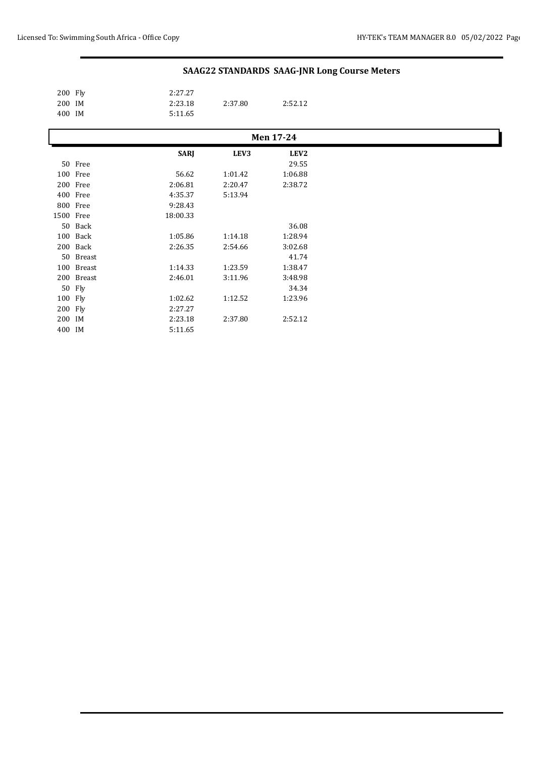## SAAG22 STANDARDS SAAG-JNR Long Course Meters

| | | | |
|---|---|---|---|
| 200 Fly | 2:27.27 | | |
| 200 IM | 2:23.18 | 2:37.80 | 2:52.12 |
| 400 IM | 5:11.65 | | |

### Men 17-24

| | SARJ | LEV3 | LEV2 |
|---|---|---|---|
| 50 Free | | | 29.55 |
| 100 Free | 56.62 | 1:01.42 | 1:06.88 |
| 200 Free | 2:06.81 | 2:20.47 | 2:38.72 |
| 400 Free | 4:35.37 | 5:13.94 | |
| 800 Free | 9:28.43 | | |
| 1500 Free | 18:00.33 | | |
| 50 Back | | | 36.08 |
| 100 Back | 1:05.86 | 1:14.18 | 1:28.94 |
| 200 Back | 2:26.35 | 2:54.66 | 3:02.68 |
| 50 Breast | | | 41.74 |
| 100 Breast | 1:14.33 | 1:23.59 | 1:38.47 |
| 200 Breast | 2:46.01 | 3:11.96 | 3:48.98 |
| 50 Fly | | | 34.34 |
| 100 Fly | 1:02.62 | 1:12.52 | 1:23.96 |
| 200 Fly | 2:27.27 | | |
| 200 IM | 2:23.18 | 2:37.80 | 2:52.12 |
| 400 IM | 5:11.65 | | |